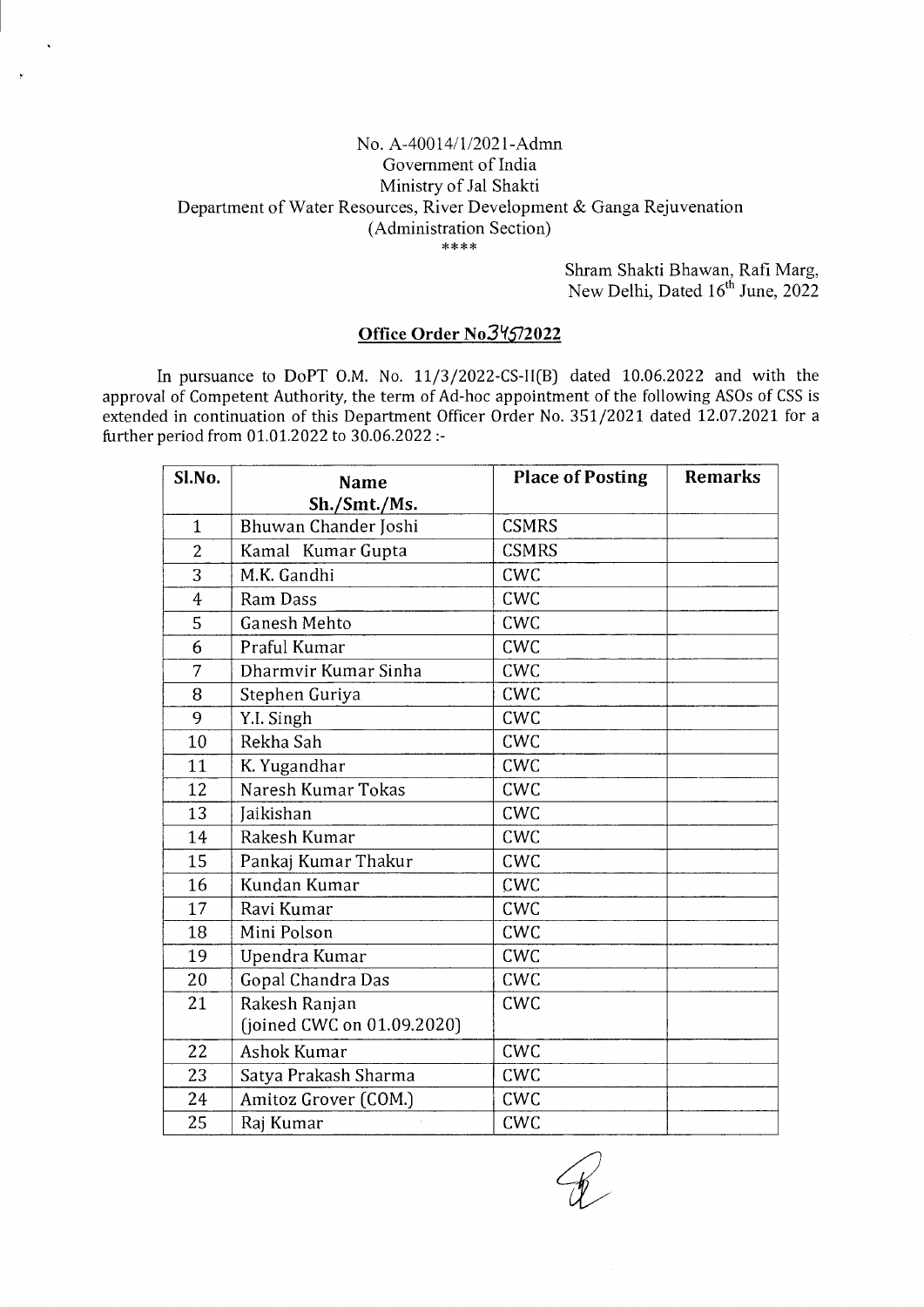No. A-40014/1/2021-Admn
Government of India
Ministry of Jal Shakti
Department of Water Resources, River Development & Ganga Rejuvenation
(Administration Section)
****

Shram Shakti Bhawan, Rafi Marg,
New Delhi, Dated 16th June, 2022

## Office Order No345/2022

In pursuance to DoPT O.M. No. 11/3/2022-CS-II(B) dated 10.06.2022 and with the approval of Competent Authority, the term of Ad-hoc appointment of the following ASOs of CSS is extended in continuation of this Department Officer Order No. 351/2021 dated 12.07.2021 for a further period from 01.01.2022 to 30.06.2022 :-

| Sl.No. | Name Sh./Smt./Ms. | Place of Posting | Remarks |
|---|---|---|---|
| 1 | Bhuwan Chander Joshi | CSMRS | |
| 2 | Kamal Kumar Gupta | CSMRS | |
| 3 | M.K. Gandhi | CWC | |
| 4 | Ram Dass | CWC | |
| 5 | Ganesh Mehto | CWC | |
| 6 | Praful Kumar | CWC | |
| 7 | Dharmvir Kumar Sinha | CWC | |
| 8 | Stephen Guriya | CWC | |
| 9 | Y.I. Singh | CWC | |
| 10 | Rekha Sah | CWC | |
| 11 | K. Yugandhar | CWC | |
| 12 | Naresh Kumar Tokas | CWC | |
| 13 | Jaikishan | CWC | |
| 14 | Rakesh Kumar | CWC | |
| 15 | Pankaj Kumar Thakur | CWC | |
| 16 | Kundan Kumar | CWC | |
| 17 | Ravi Kumar | CWC | |
| 18 | Mini Polson | CWC | |
| 19 | Upendra Kumar | CWC | |
| 20 | Gopal Chandra Das | CWC | |
| 21 | Rakesh Ranjan (joined CWC on 01.09.2020) | CWC | |
| 22 | Ashok Kumar | CWC | |
| 23 | Satya Prakash Sharma | CWC | |
| 24 | Amitoz Grover (COM.) | CWC | |
| 25 | Raj Kumar | CWC | |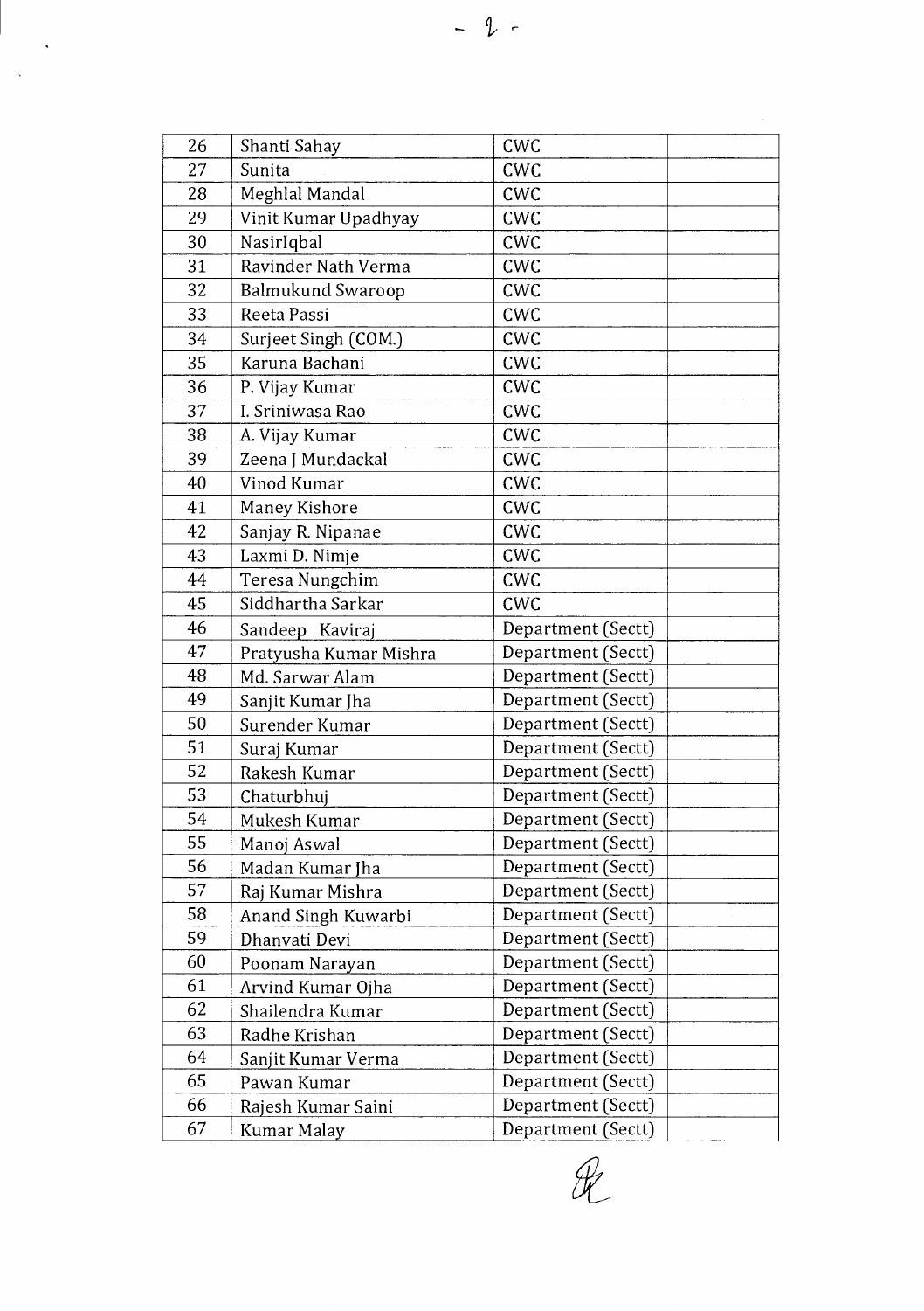| 26 | Shanti Sahay | CWC | |
|---|---|---|---|
| 27 | Sunita | CWC | |
| 28 | Meghlal Mandal | CWC | |
| 29 | Vinit Kumar Upadhyay | CWC | |
| 30 | NasirIqbal | CWC | |
| 31 | Ravinder Nath Verma | CWC | |
| 32 | Balmukund Swaroop | CWC | |
| 33 | Reeta Passi | CWC | |
| 34 | Surjeet Singh (COM.) | CWC | |
| 35 | Karuna Bachani | CWC | |
| 36 | P. Vijay Kumar | CWC | |
| 37 | I. Sriniwasa Rao | CWC | |
| 38 | A. Vijay Kumar | CWC | |
| 39 | Zeena J Mundackal | CWC | |
| 40 | Vinod Kumar | CWC | |
| 41 | Maney Kishore | CWC | |
| 42 | Sanjay R. Nipanae | CWC | |
| 43 | Laxmi D. Nimje | CWC | |
| 44 | Teresa Nungchim | CWC | |
| 45 | Siddhartha Sarkar | CWC | |
| 46 | Sandeep Kaviraj | Department (Sectt) | |
| 47 | Pratyusha Kumar Mishra | Department (Sectt) | |
| 48 | Md. Sarwar Alam | Department (Sectt) | |
| 49 | Sanjit Kumar Jha | Department (Sectt) | |
| 50 | Surender Kumar | Department (Sectt) | |
| 51 | Suraj Kumar | Department (Sectt) | |
| 52 | Rakesh Kumar | Department (Sectt) | |
| 53 | Chaturbhuj | Department (Sectt) | |
| 54 | Mukesh Kumar | Department (Sectt) | |
| 55 | Manoj Aswal | Department (Sectt) | |
| 56 | Madan Kumar Jha | Department (Sectt) | |
| 57 | Raj Kumar Mishra | Department (Sectt) | |
| 58 | Anand Singh Kuwarbi | Department (Sectt) | |
| 59 | Dhanvati Devi | Department (Sectt) | |
| 60 | Poonam Narayan | Department (Sectt) | |
| 61 | Arvind Kumar Ojha | Department (Sectt) | |
| 62 | Shailendra Kumar | Department (Sectt) | |
| 63 | Radhe Krishan | Department (Sectt) | |
| 64 | Sanjit Kumar Verma | Department (Sectt) | |
| 65 | Pawan Kumar | Department (Sectt) | |
| 66 | Rajesh Kumar Saini | Department (Sectt) | |
| 67 | Kumar Malay | Department (Sectt) | |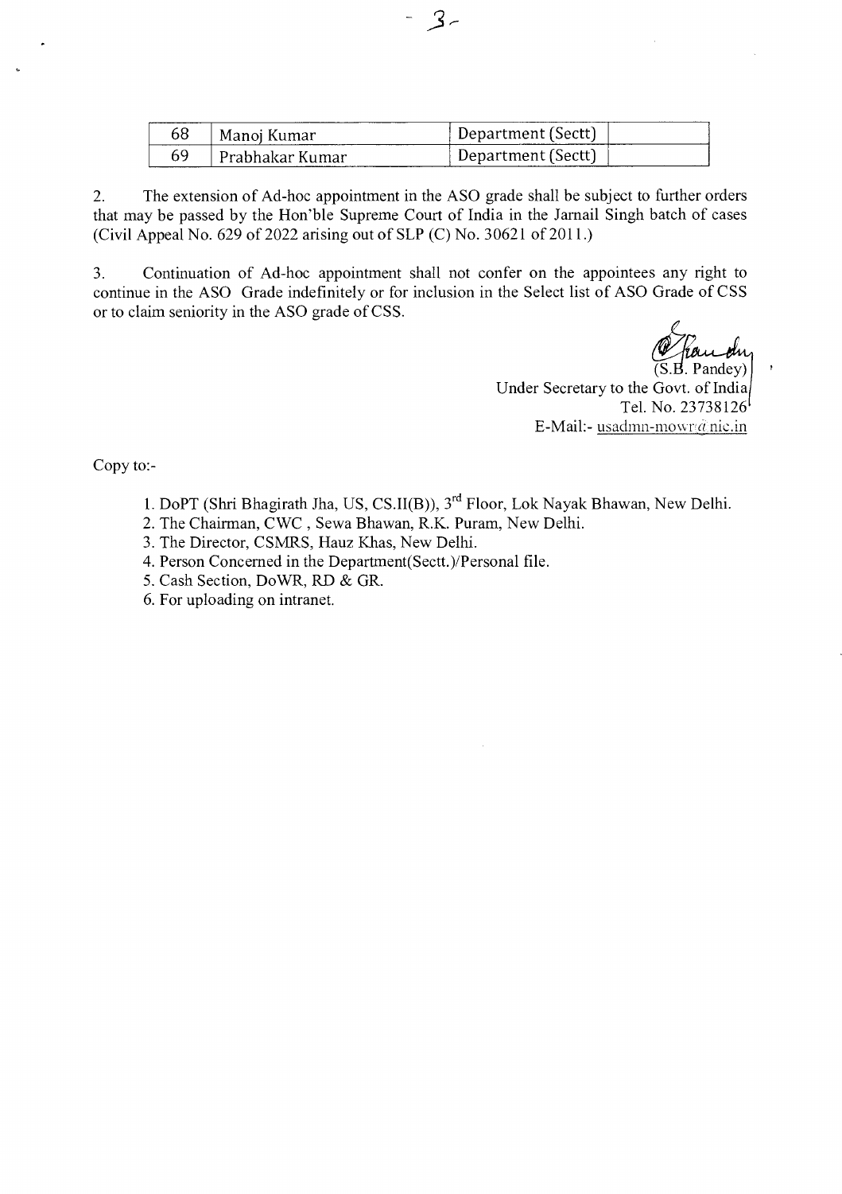| | | | |
|---|---|---|---|
| 68 | Manoj Kumar | Department (Sectt) | |
| 69 | Prabhakar Kumar | Department (Sectt) | |

2. The extension of Ad-hoc appointment in the ASO grade shall be subject to further orders that may be passed by the Hon'ble Supreme Court of India in the Jarnail Singh batch of cases (Civil Appeal No. 629 of 2022 arising out of SLP (C) No. 30621 of 2011.)

3. Continuation of Ad-hoc appointment shall not confer on the appointees any right to continue in the ASO Grade indefinitely or for inclusion in the Select list of ASO Grade of CSS or to claim seniority in the ASO grade of CSS.

(S.B. Pandey)
Under Secretary to the Govt. of India
Tel. No. 23738126
E-Mail:- usadmn-mowr@nic.in

Copy to:-

1. DoPT (Shri Bhagirath Jha, US, CS.II(B)), 3rd Floor, Lok Nayak Bhawan, New Delhi.
2. The Chairman, CWC , Sewa Bhawan, R.K. Puram, New Delhi.
3. The Director, CSMRS, Hauz Khas, New Delhi.
4. Person Concerned in the Department(Sectt.)/Personal file.
5. Cash Section, DoWR, RD & GR.
6. For uploading on intranet.